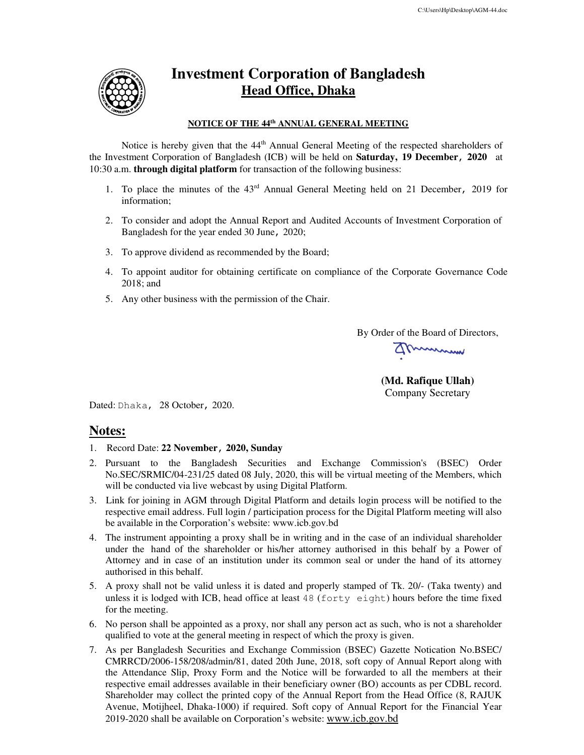# Investment Corporation of Bangladesh

## Head Office, Dhaka

### NOTICE OF THE 44th ANNUAL GENERAL MEETING

Notice is hereby given that the 44th Annual General Meeting of the respected shareholders of the Investment Corporation of Bangladesh (ICB) will be held on **Saturday, 19 December, 2020** at 10:30 a.m. **through digital platform** for transaction of the following business:

1. To place the minutes of the 43rd Annual General Meeting held on 21 December, 2019 for information;
2. To consider and adopt the Annual Report and Audited Accounts of Investment Corporation of Bangladesh for the year ended 30 June, 2020;
3. To approve dividend as recommended by the Board;
4. To appoint auditor for obtaining certificate on compliance of the Corporate Governance Code 2018; and
5. Any other business with the permission of the Chair.

By Order of the Board of Directors,

**(Md. Rafique Ullah)**
Company Secretary

Dated: Dhaka, 28 October, 2020.

## Notes:

1. Record Date: **22 November, 2020, Sunday**
2. Pursuant to the Bangladesh Securities and Exchange Commission's (BSEC) Order No.SEC/SRMIC/04-231/25 dated 08 July, 2020, this will be virtual meeting of the Members, which will be conducted via live webcast by using Digital Platform.
3. Link for joining in AGM through Digital Platform and details login process will be notified to the respective email address. Full login / participation process for the Digital Platform meeting will also be available in the Corporation's website: www.icb.gov.bd
4. The instrument appointing a proxy shall be in writing and in the case of an individual shareholder under the hand of the shareholder or his/her attorney authorised in this behalf by a Power of Attorney and in case of an institution under its common seal or under the hand of its attorney authorised in this behalf.
5. A proxy shall not be valid unless it is dated and properly stamped of Tk. 20/- (Taka twenty) and unless it is lodged with ICB, head office at least 48 (forty eight) hours before the time fixed for the meeting.
6. No person shall be appointed as a proxy, nor shall any person act as such, who is not a shareholder qualified to vote at the general meeting in respect of which the proxy is given.
7. As per Bangladesh Securities and Exchange Commission (BSEC) Gazette Notication No.BSEC/CMRRCD/2006-158/208/admin/81, dated 20th June, 2018, soft copy of Annual Report along with the Attendance Slip, Proxy Form and the Notice will be forwarded to all the members at their respective email addresses available in their beneficiary owner (BO) accounts as per CDBL record. Shareholder may collect the printed copy of the Annual Report from the Head Office (8, RAJUK Avenue, Motijheel, Dhaka-1000) if required. Soft copy of Annual Report for the Financial Year 2019-2020 shall be available on Corporation's website: www.icb.gov.bd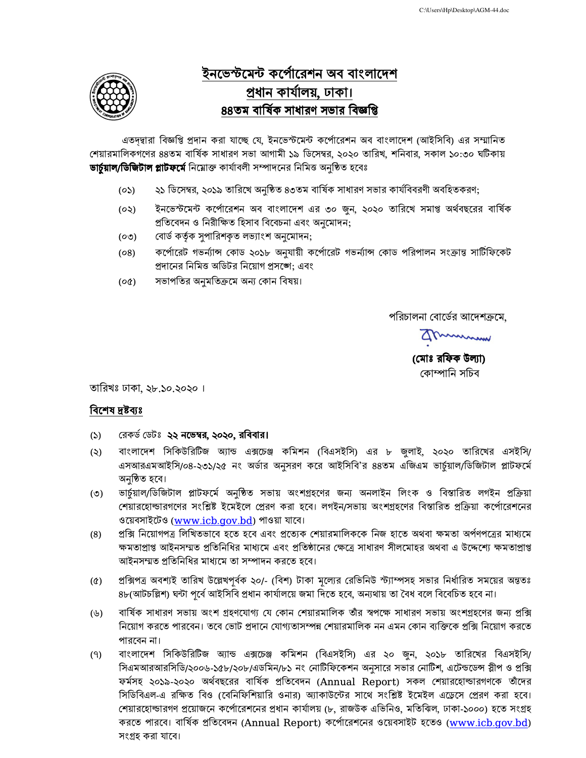# ইনভেস্টমেন্ট কর্পোরেশন অব বাংলাদেশ
## প্রধান কার্যালয়, ঢাকা।
## ৪৪তম বার্ষিক সাধারণ সভার বিজ্ঞপ্তি

এতদ্দ্বারা বিজ্ঞপ্তি প্রদান করা যাচ্ছে যে, ইনভেস্টমেন্ট কর্পোরেশন অব বাংলাদেশ (আইসিবি) এর সম্মানিত শেয়ারমালিকগণের ৪৪তম বার্ষিক সাধারণ সভা আগামী ১৯ ডিসেম্বর, ২০২০ তারিখ, শনিবার, সকাল ১০:৩০ ঘটিকায় **ভার্চুয়াল/ডিজিটাল প্লাটফর্মে** নিম্নোক্ত কার্যাবলী সম্পাদনের নিমিত্ত অনুষ্ঠিত হবেঃ

(০১) ২১ ডিসেম্বর, ২০১৯ তারিখে অনুষ্ঠিত ৪৩তম বার্ষিক সাধারণ সভার কার্যবিবরণী অবহিতকরণ;

(০২) ইনভেস্টমেন্ট কর্পোরেশন অব বাংলাদেশ এর ৩০ জুন, ২০২০ তারিখে সমাপ্ত অর্থবছরের বার্ষিক প্রতিবেদন ও নিরীক্ষিত হিসাব বিবেচনা এবং অনুমোদন;

(০৩) বোর্ড কর্তৃক সুপারিশকৃত লভ্যাংশ অনুমোদন;

(০৪) কর্পোরেট গভর্ন্যান্স কোড ২০১৮ অনুযায়ী কর্পোরেট গভর্ন্যান্স কোড পরিপালন সংক্রান্ত সার্টিফিকেট প্রদানের নিমিত্ত অডিটর নিয়োগ প্রসঙ্গে; এবং

(০৫) সভাপতির অনুমতিক্রমে অন্য কোন বিষয়।

পরিচালনা বোর্ডের আদেশক্রমে,

**(মোঃ রফিক উল্যা)**
কোম্পানি সচিব

তারিখঃ ঢাকা, ২৮.১০.২০২০ ।

**বিশেষ দ্রষ্টব্যঃ**

(১) রেকর্ড ডেটঃ **২২ নভেম্বর, ২০২০, রবিবার।**

(২) বাংলাদেশ সিকিউরিটিজ অ্যান্ড এক্সচেঞ্জ কমিশন (বিএসইসি) এর ৮ জুলাই, ২০২০ তারিখের এসইসি/এসআরএমআইসি/০৪-২৩১/২৫ নং অর্ডার অনুসরণ করে আইসিবি'র ৪৪তম এজিএম ভার্চুয়াল/ডিজিটাল প্লাটফর্মে অনুষ্ঠিত হবে।

(৩) ভার্চুয়াল/ডিজিটাল প্লাটফর্মে অনুষ্ঠিত সভায় অংশগ্রহণের জন্য অনলাইন লিংক ও বিস্তারিত লগইন প্রক্রিয়া শেয়ারহোল্ডারগণের সংশ্লিষ্ট ইমেইলে প্রেরণ করা হবে। লগইন/সভায় অংশগ্রহণের বিস্তারিত প্রক্রিয়া কর্পোরেশনের ওয়েবসাইটেও (www.icb.gov.bd) পাওয়া যাবে।

(৪) প্রক্সি নিয়োগপত্র লিখিতভাবে হতে হবে এবং প্রত্যেক শেয়ারমালিককে নিজ হাতে অথবা ক্ষমতা অর্পণপত্রের মাধ্যমে ক্ষমতাপ্রাপ্ত আইনসম্মত প্রতিনিধির মাধ্যমে এবং প্রতিষ্ঠানের ক্ষেত্রে সাধারণ সীলমোহর অথবা এ উদ্দেশ্যে ক্ষমতাপ্রাপ্ত আইনসম্মত প্রতিনিধির মাধ্যমে তা সম্পাদন করতে হবে।

(৫) প্রক্সিপত্র অবশ্যই তারিখ উল্লেখপূর্বক ২০/- (বিশ) টাকা মূল্যের রেভিনিউ স্ট্যাম্পসহ সভার নির্ধারিত সময়ের অন্ততঃ ৪৮(আটচল্লিশ) ঘন্টা পূর্বে আইসিবি প্রধান কার্যালয়ে জমা দিতে হবে, অন্যথায় তা বৈধ বলে বিবেচিত হবে না।

(৬) বার্ষিক সাধারণ সভায় অংশ গ্রহণযোগ্য যে কোন শেয়ারমালিক তাঁর স্বপক্ষে সাধারণ সভায় অংশগ্রহণের জন্য প্রক্সি নিয়োগ করতে পারবেন। তবে ভোট প্রদানে যোগ্যতাসম্পন্ন শেয়ারমালিক নন এমন কোন ব্যক্তিকে প্রক্সি নিয়োগ করতে পারবেন না।

(৭) বাংলাদেশ সিকিউরিটিজ অ্যান্ড এক্সচেঞ্জ কমিশন (বিএসইসি) এর ২০ জুন, ২০১৮ তারিখের বিএসইসি/সিএমআরআরসিডি/২০০৬-১৫৮/২০৮/এডমিন/৮১ নং নোটিফিকেশন অনুসারে সভার নোটিশ, এটেন্ডেন্স স্লীপ ও প্রক্সি ফর্মসহ ২০১৯-২০২০ অর্থবছরের বার্ষিক প্রতিবেদন (Annual Report) সকল শেয়ারহোল্ডারগণকে তাঁদের সিডিবিএল-এ রক্ষিত বিও (বেনিফিশিয়ারি ওনার) অ্যাকাউন্টের সাথে সংশ্লিষ্ট ইমেইল এড্রেসে প্রেরণ করা হবে। শেয়ারহোল্ডারগণ প্রয়োজনে কর্পোরেশনের প্রধান কার্যালয় (৮, রাজউক এভিনিও, মতিঝিল, ঢাকা-১০০০) হতে সংগ্রহ করতে পারবে। বার্ষিক প্রতিবেদন (Annual Report) কর্পোরেশনের ওয়েবসাইট হতেও (www.icb.gov.bd) সংগ্রহ করা যাবে।